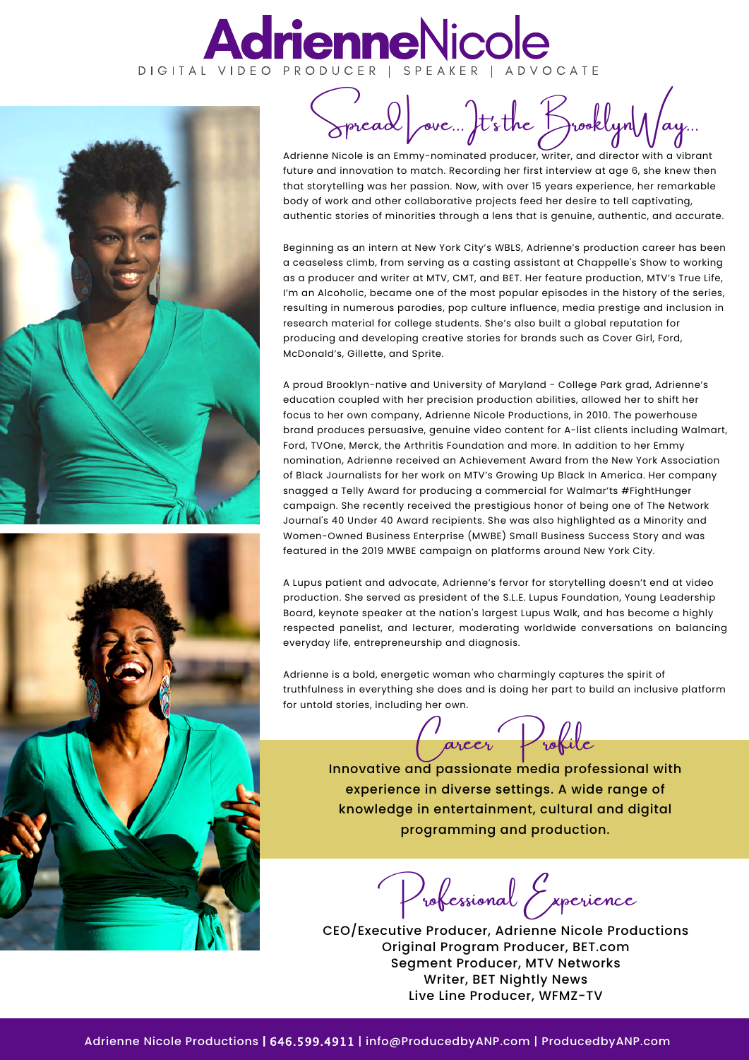# AdrienneNicole

DIGITAL VIDEO PRODUCER | SPEAKER | ADVOCATE

## Spread Love... It's the Brooklyn Way...

Adrienne Nicole is an Emmy-nominated producer, writer, and director with a vibrant future and innovation to match. Recording her first interview at age 6, she knew then that storytelling was her passion. Now, with over 15 years experience, her remarkable body of work and other collaborative projects feed her desire to tell captivating, authentic stories of minorities through a lens that is genuine, authentic, and accurate.

Beginning as an intern at New York City's WBLS, Adrienne's production career has been a ceaseless climb, from serving as a casting assistant at Chappelle's Show to working as a producer and writer at MTV, CMT, and BET. Her feature production, MTV's True Life, I'm an Alcoholic, became one of the most popular episodes in the history of the series, resulting in numerous parodies, pop culture influence, media prestige and inclusion in research material for college students. She's also built a global reputation for producing and developing creative stories for brands such as Cover Girl, Ford, McDonald's, Gillette, and Sprite.

A proud Brooklyn-native and University of Maryland - College Park grad, Adrienne's education coupled with her precision production abilities, allowed her to shift her focus to her own company, Adrienne Nicole Productions, in 2010. The powerhouse brand produces persuasive, genuine video content for A-list clients including Walmart, Ford, TVOne, Merck, the Arthritis Foundation and more. In addition to her Emmy nomination, Adrienne received an Achievement Award from the New York Association of Black Journalists for her work on MTV's Growing Up Black In America. Her company snagged a Telly Award for producing a commercial for Walmart's #FightHunger campaign. She recently received the prestigious honor of being one of The Network Journal's 40 Under 40 Award recipients. She was also highlighted as a Minority and Women-Owned Business Enterprise (MWBE) Small Business Success Story and was featured in the 2019 MWBE campaign on platforms around New York City.

A Lupus patient and advocate, Adrienne's fervor for storytelling doesn't end at video production. She served as president of the S.L.E. Lupus Foundation, Young Leadership Board, keynote speaker at the nation's largest Lupus Walk, and has become a highly respected panelist, and lecturer, moderating worldwide conversations on balancing everyday life, entrepreneurship and diagnosis.

Adrienne is a bold, energetic woman who charmingly captures the spirit of truthfulness in everything she does and is doing her part to build an inclusive platform for untold stories, including her own.

## Career Profile

Innovative and passionate media professional with experience in diverse settings. A wide range of knowledge in entertainment, cultural and digital programming and production.

## Professional Experience

CEO/Executive Producer, Adrienne Nicole Productions
Original Program Producer, BET.com
Segment Producer, MTV Networks
Writer, BET Nightly News
Live Line Producer, WFMZ-TV

Adrienne Nicole Productions | 646.599.4911 | info@ProducedbyANP.com | ProducedbyANP.com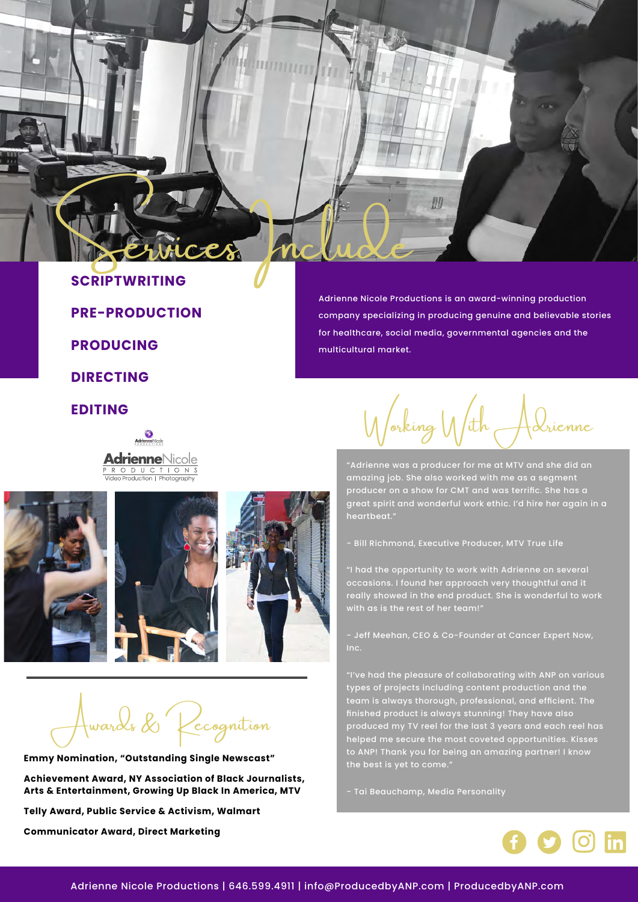## Services Include

**SCRIPTWRITING**

**PRE-PRODUCTION**

**PRODUCING**

**DIRECTING**

**EDITING**

Adrienne Nicole Productions is an award-winning production company specializing in producing genuine and believable stories for healthcare, social media, governmental agencies and the multicultural market.

AdrienneNicole PRODUCTIONS
Video Production | Photography

## Working With Adrienne

"Adrienne was a producer for me at MTV and she did an amazing job. She also worked with me as a segment producer on a show for CMT and was terrific. She has a great spirit and wonderful work ethic. I'd hire her again in a heartbeat."

- Bill Richmond, Executive Producer, MTV True Life

"I had the opportunity to work with Adrienne on several occasions. I found her approach very thoughtful and it really showed in the end product. She is wonderful to work with as is the rest of her team!"

- Jeff Meehan, CEO & Co-Founder at Cancer Expert Now, Inc.

"I've had the pleasure of collaborating with ANP on various types of projects including content production and the team is always thorough, professional, and efficient. The finished product is always stunning! They have also produced my TV reel for the last 3 years and each reel has helped me secure the most coveted opportunities. Kisses to ANP! Thank you for being an amazing partner! I know the best is yet to come."

- Tai Beauchamp, Media Personality

## Awards & Recognition

**Emmy Nomination, "Outstanding Single Newscast"**

**Achievement Award, NY Association of Black Journalists, Arts & Entertainment, Growing Up Black In America, MTV**

**Telly Award, Public Service & Activism, Walmart**

**Communicator Award, Direct Marketing**

Adrienne Nicole Productions | 646.599.4911 | info@ProducedbyANP.com | ProducedbyANP.com